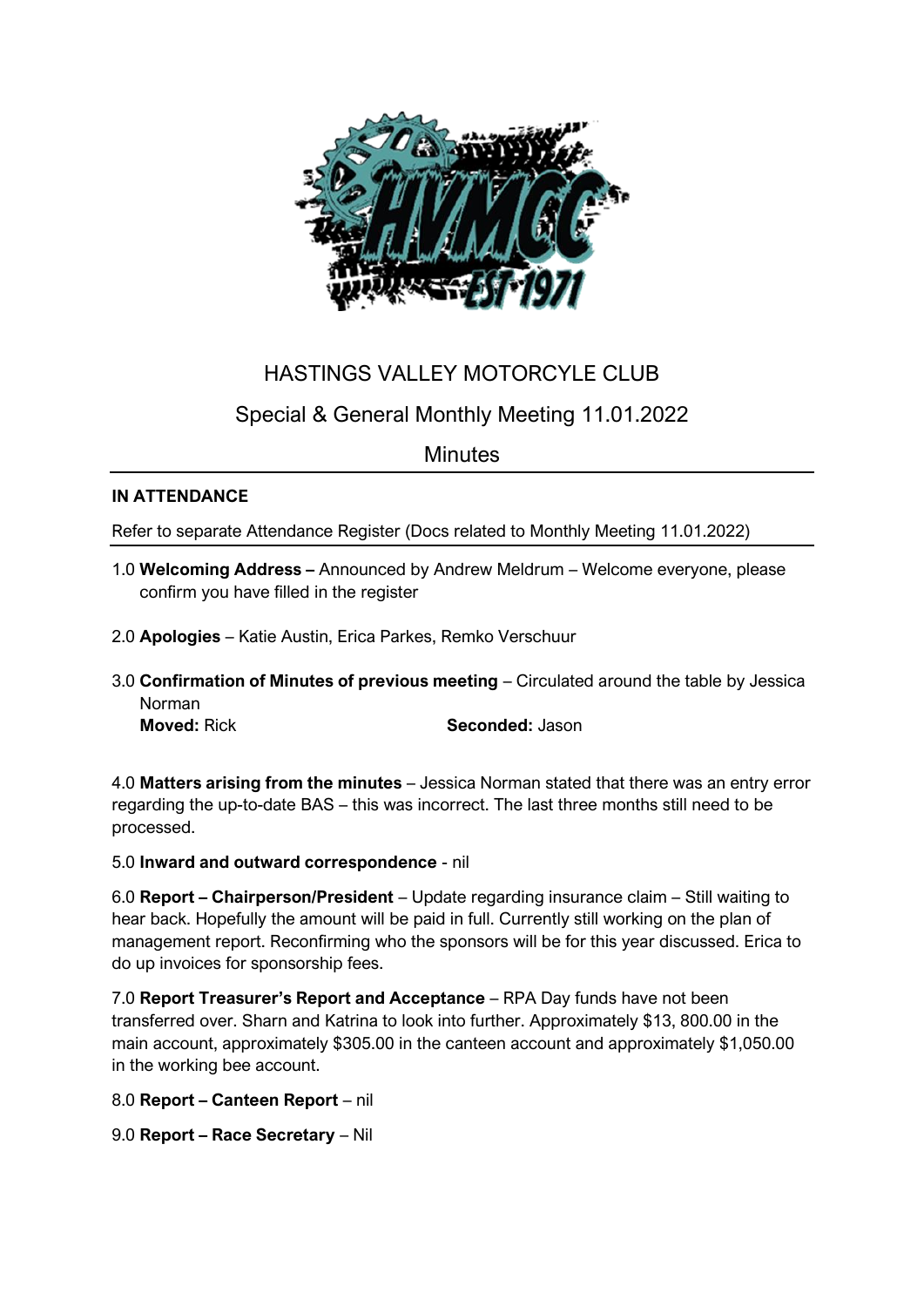# HASTINGS VALLEY MOTORCYLE CLUB

## Special & General Monthly Meeting 11.01.2022

## Minutes

**IN ATTENDANCE**

Refer to separate Attendance Register (Docs related to Monthly Meeting 11.01.2022)

1.0 **Welcoming Address –** Announced by Andrew Meldrum – Welcome everyone, please confirm you have filled in the register

2.0 **Apologies** – Katie Austin, Erica Parkes, Remko Verschuur

3.0 **Confirmation of Minutes of previous meeting** – Circulated around the table by Jessica Norman
**Moved:** Rick **Seconded:** Jason

4.0 **Matters arising from the minutes** – Jessica Norman stated that there was an entry error regarding the up-to-date BAS – this was incorrect. The last three months still need to be processed.

5.0 **Inward and outward correspondence** - nil

6.0 **Report – Chairperson/President** – Update regarding insurance claim – Still waiting to hear back. Hopefully the amount will be paid in full. Currently still working on the plan of management report. Reconfirming who the sponsors will be for this year discussed. Erica to do up invoices for sponsorship fees.

7.0 **Report Treasurer's Report and Acceptance** – RPA Day funds have not been transferred over. Sharn and Katrina to look into further. Approximately $13, 800.00 in the main account, approximately $305.00 in the canteen account and approximately $1,050.00 in the working bee account.

8.0 **Report – Canteen Report** – nil

9.0 **Report – Race Secretary** – Nil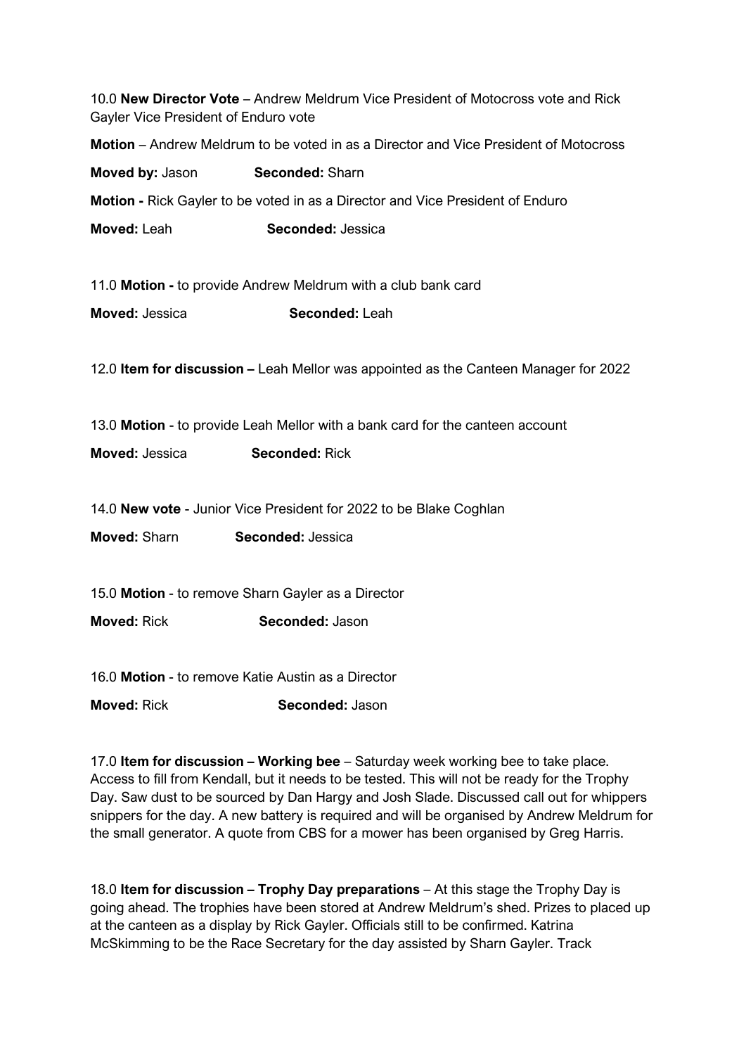10.0 **New Director Vote** – Andrew Meldrum Vice President of Motocross vote and Rick Gayler Vice President of Enduro vote

**Motion** – Andrew Meldrum to be voted in as a Director and Vice President of Motocross

**Moved by:** Jason **Seconded:** Sharn

**Motion -** Rick Gayler to be voted in as a Director and Vice President of Enduro

**Moved:** Leah **Seconded:** Jessica

11.0 **Motion -** to provide Andrew Meldrum with a club bank card

**Moved:** Jessica **Seconded:** Leah

12.0 **Item for discussion –** Leah Mellor was appointed as the Canteen Manager for 2022

13.0 **Motion** - to provide Leah Mellor with a bank card for the canteen account

**Moved:** Jessica **Seconded:** Rick

14.0 **New vote** - Junior Vice President for 2022 to be Blake Coghlan

**Moved:** Sharn **Seconded:** Jessica

15.0 **Motion** - to remove Sharn Gayler as a Director

**Moved:** Rick **Seconded:** Jason

16.0 **Motion** - to remove Katie Austin as a Director

**Moved:** Rick **Seconded:** Jason

17.0 **Item for discussion – Working bee** – Saturday week working bee to take place. Access to fill from Kendall, but it needs to be tested. This will not be ready for the Trophy Day. Saw dust to be sourced by Dan Hargy and Josh Slade. Discussed call out for whippers snippers for the day. A new battery is required and will be organised by Andrew Meldrum for the small generator. A quote from CBS for a mower has been organised by Greg Harris.

18.0 **Item for discussion – Trophy Day preparations** – At this stage the Trophy Day is going ahead. The trophies have been stored at Andrew Meldrum's shed. Prizes to placed up at the canteen as a display by Rick Gayler. Officials still to be confirmed. Katrina McSkimming to be the Race Secretary for the day assisted by Sharn Gayler. Track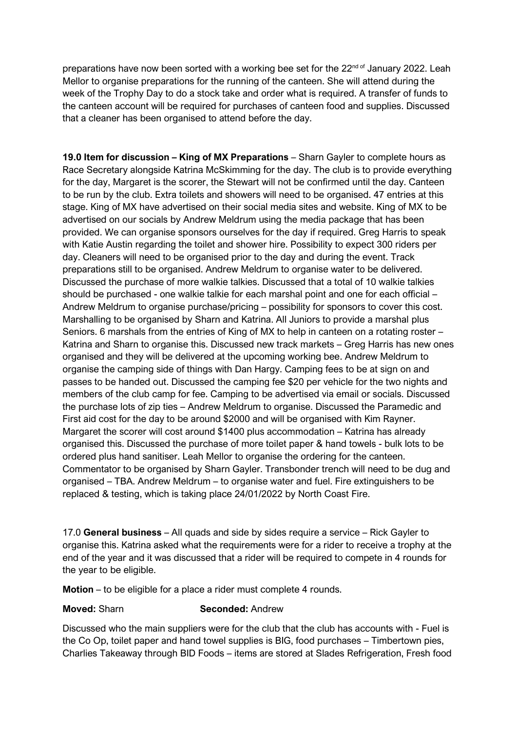preparations have now been sorted with a working bee set for the 22nd of January 2022. Leah Mellor to organise preparations for the running of the canteen. She will attend during the week of the Trophy Day to do a stock take and order what is required. A transfer of funds to the canteen account will be required for purchases of canteen food and supplies. Discussed that a cleaner has been organised to attend before the day.

**19.0 Item for discussion – King of MX Preparations** – Sharn Gayler to complete hours as Race Secretary alongside Katrina McSkimming for the day. The club is to provide everything for the day, Margaret is the scorer, the Stewart will not be confirmed until the day. Canteen to be run by the club. Extra toilets and showers will need to be organised. 47 entries at this stage. King of MX have advertised on their social media sites and website. King of MX to be advertised on our socials by Andrew Meldrum using the media package that has been provided. We can organise sponsors ourselves for the day if required. Greg Harris to speak with Katie Austin regarding the toilet and shower hire. Possibility to expect 300 riders per day. Cleaners will need to be organised prior to the day and during the event. Track preparations still to be organised. Andrew Meldrum to organise water to be delivered. Discussed the purchase of more walkie talkies. Discussed that a total of 10 walkie talkies should be purchased - one walkie talkie for each marshal point and one for each official – Andrew Meldrum to organise purchase/pricing – possibility for sponsors to cover this cost. Marshalling to be organised by Sharn and Katrina. All Juniors to provide a marshal plus Seniors. 6 marshals from the entries of King of MX to help in canteen on a rotating roster – Katrina and Sharn to organise this. Discussed new track markets – Greg Harris has new ones organised and they will be delivered at the upcoming working bee. Andrew Meldrum to organise the camping side of things with Dan Hargy. Camping fees to be at sign on and passes to be handed out. Discussed the camping fee $20 per vehicle for the two nights and members of the club camp for fee. Camping to be advertised via email or socials. Discussed the purchase lots of zip ties – Andrew Meldrum to organise. Discussed the Paramedic and First aid cost for the day to be around $2000 and will be organised with Kim Rayner. Margaret the scorer will cost around $1400 plus accommodation – Katrina has already organised this. Discussed the purchase of more toilet paper & hand towels - bulk lots to be ordered plus hand sanitiser. Leah Mellor to organise the ordering for the canteen. Commentator to be organised by Sharn Gayler. Transbonder trench will need to be dug and organised – TBA. Andrew Meldrum – to organise water and fuel. Fire extinguishers to be replaced & testing, which is taking place 24/01/2022 by North Coast Fire.

17.0 **General business** – All quads and side by sides require a service – Rick Gayler to organise this. Katrina asked what the requirements were for a rider to receive a trophy at the end of the year and it was discussed that a rider will be required to compete in 4 rounds for the year to be eligible.

**Motion** – to be eligible for a place a rider must complete 4 rounds.

**Moved:** Sharn **Seconded:** Andrew

Discussed who the main suppliers were for the club that the club has accounts with - Fuel is the Co Op, toilet paper and hand towel supplies is BIG, food purchases – Timbertown pies, Charlies Takeaway through BID Foods – items are stored at Slades Refrigeration, Fresh food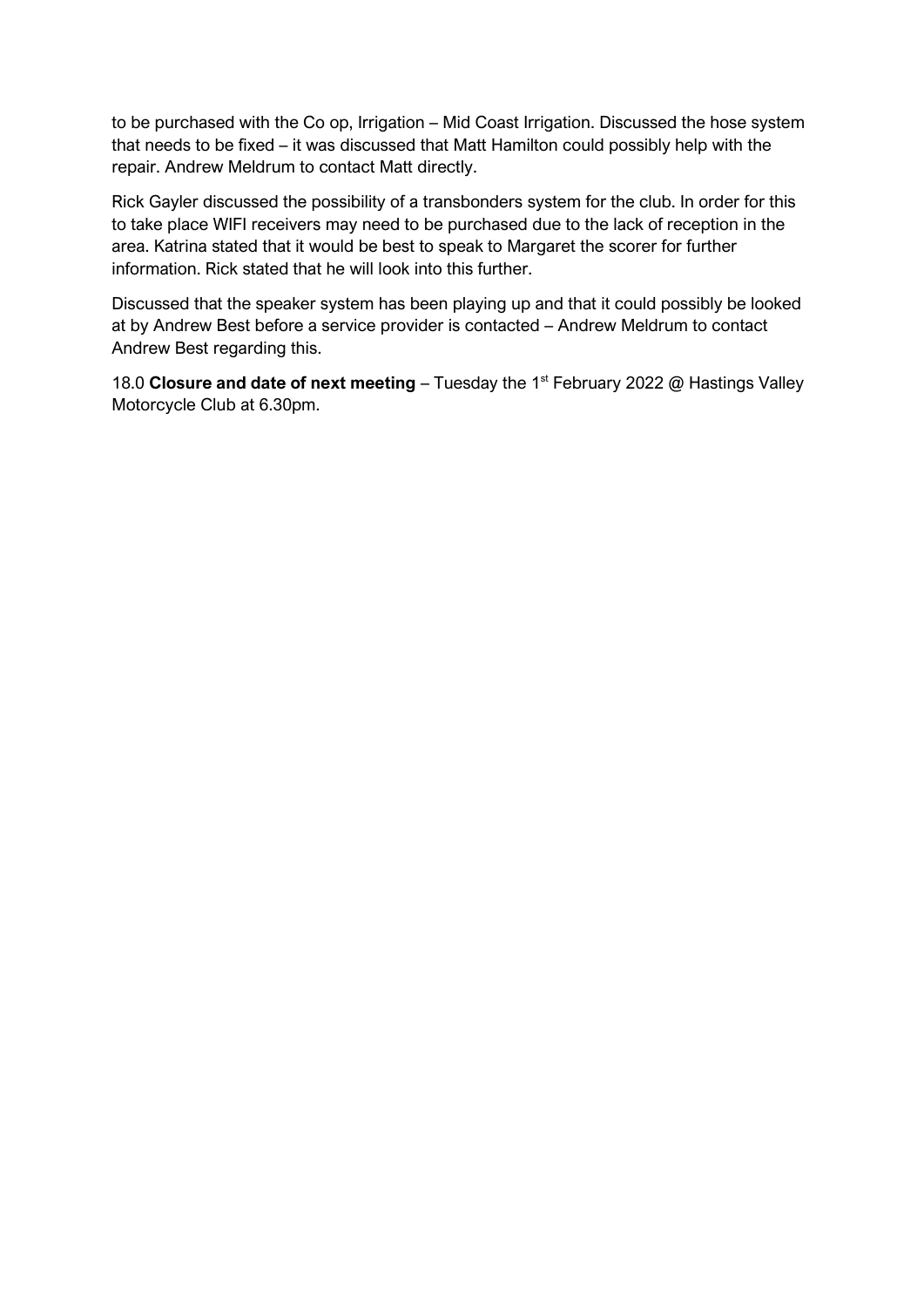to be purchased with the Co op, Irrigation – Mid Coast Irrigation. Discussed the hose system that needs to be fixed – it was discussed that Matt Hamilton could possibly help with the repair. Andrew Meldrum to contact Matt directly.

Rick Gayler discussed the possibility of a transbonders system for the club. In order for this to take place WIFI receivers may need to be purchased due to the lack of reception in the area. Katrina stated that it would be best to speak to Margaret the scorer for further information. Rick stated that he will look into this further.

Discussed that the speaker system has been playing up and that it could possibly be looked at by Andrew Best before a service provider is contacted – Andrew Meldrum to contact Andrew Best regarding this.

18.0 **Closure and date of next meeting** – Tuesday the 1st February 2022 @ Hastings Valley Motorcycle Club at 6.30pm.